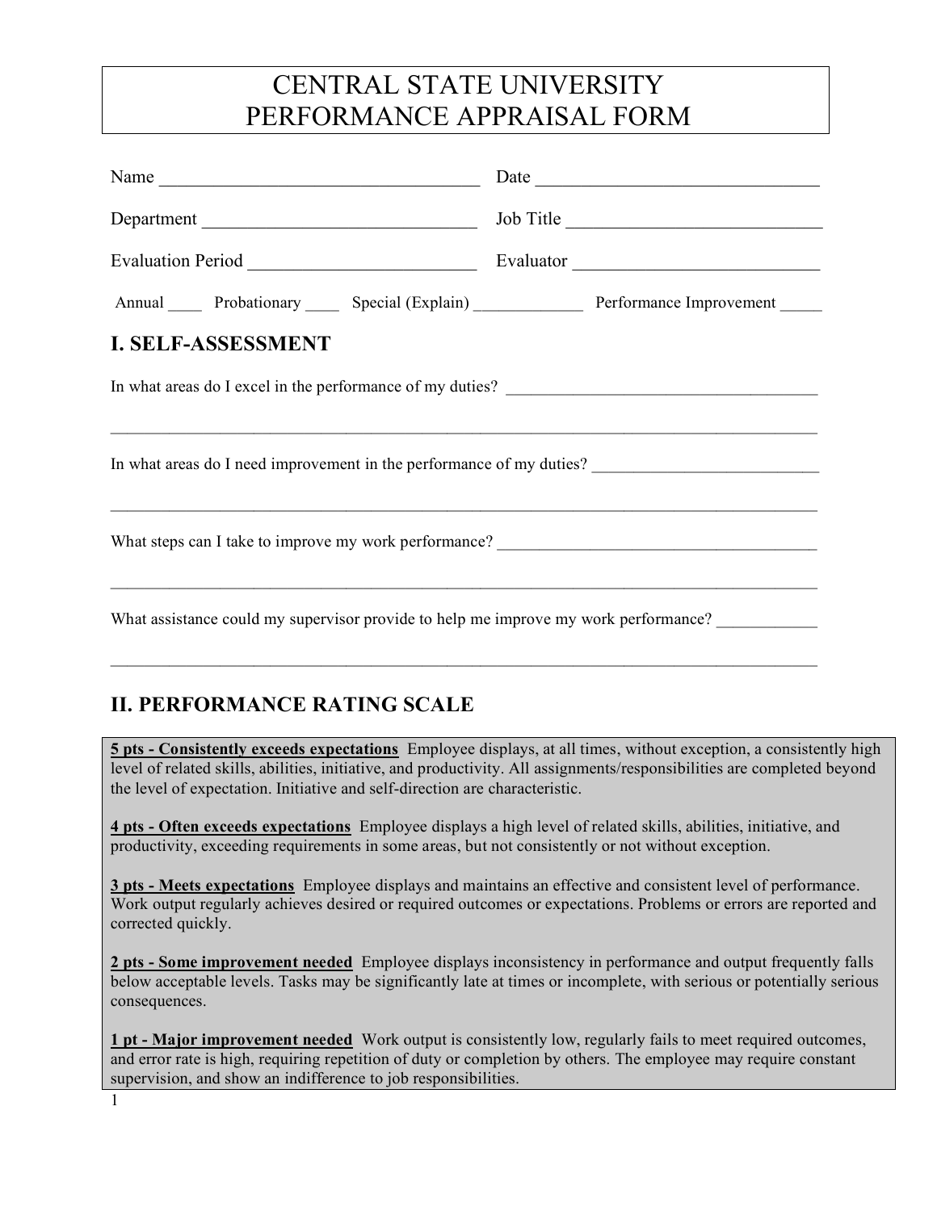# CENTRAL STATE UNIVERSITY
# PERFORMANCE APPRAISAL FORM

Name ___________________________________ Date ______________________________

Department _____________________________ Job Title ___________________________

Evaluation Period ________________________ Evaluator ___________________________

Annual ____ Probationary ____ Special (Explain) ____________ Performance Improvement _____

## I. SELF-ASSESSMENT

In what areas do I excel in the performance of my duties? ____________________________________

_____________________________________________________________________________________

In what areas do I need improvement in the performance of my duties? __________________________

_____________________________________________________________________________________

What steps can I take to improve my work performance? _____________________________________

_____________________________________________________________________________________

What assistance could my supervisor provide to help me improve my work performance? ___________

_____________________________________________________________________________________

## II. PERFORMANCE RATING SCALE

**5 pts - Consistently exceeds expectations** Employee displays, at all times, without exception, a consistently high level of related skills, abilities, initiative, and productivity. All assignments/responsibilities are completed beyond the level of expectation. Initiative and self-direction are characteristic.

**4 pts - Often exceeds expectations** Employee displays a high level of related skills, abilities, initiative, and productivity, exceeding requirements in some areas, but not consistently or not without exception.

**3 pts - Meets expectations** Employee displays and maintains an effective and consistent level of performance. Work output regularly achieves desired or required outcomes or expectations. Problems or errors are reported and corrected quickly.

**2 pts - Some improvement needed** Employee displays inconsistency in performance and output frequently falls below acceptable levels. Tasks may be significantly late at times or incomplete, with serious or potentially serious consequences.

**1 pt - Major improvement needed** Work output is consistently low, regularly fails to meet required outcomes, and error rate is high, requiring repetition of duty or completion by others. The employee may require constant supervision, and show an indifference to job responsibilities.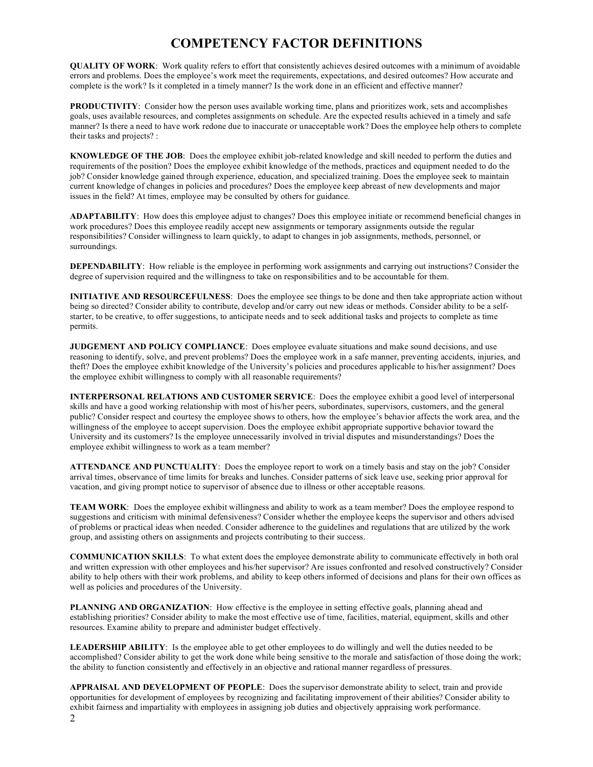# COMPETENCY FACTOR DEFINITIONS

**QUALITY OF WORK**: Work quality refers to effort that consistently achieves desired outcomes with a minimum of avoidable errors and problems. Does the employee's work meet the requirements, expectations, and desired outcomes? How accurate and complete is the work? Is it completed in a timely manner? Is the work done in an efficient and effective manner?

**PRODUCTIVITY**: Consider how the person uses available working time, plans and prioritizes work, sets and accomplishes goals, uses available resources, and completes assignments on schedule. Are the expected results achieved in a timely and safe manner? Is there a need to have work redone due to inaccurate or unacceptable work? Does the employee help others to complete their tasks and projects? :

**KNOWLEDGE OF THE JOB**: Does the employee exhibit job-related knowledge and skill needed to perform the duties and requirements of the position? Does the employee exhibit knowledge of the methods, practices and equipment needed to do the job? Consider knowledge gained through experience, education, and specialized training. Does the employee seek to maintain current knowledge of changes in policies and procedures? Does the employee keep abreast of new developments and major issues in the field? At times, employee may be consulted by others for guidance.

**ADAPTABILITY**: How does this employee adjust to changes? Does this employee initiate or recommend beneficial changes in work procedures? Does this employee readily accept new assignments or temporary assignments outside the regular responsibilities? Consider willingness to learn quickly, to adapt to changes in job assignments, methods, personnel, or surroundings.

**DEPENDABILITY**: How reliable is the employee in performing work assignments and carrying out instructions? Consider the degree of supervision required and the willingness to take on responsibilities and to be accountable for them.

**INITIATIVE AND RESOURCEFULNESS**: Does the employee see things to be done and then take appropriate action without being so directed? Consider ability to contribute, develop and/or carry out new ideas or methods. Consider ability to be a self-starter, to be creative, to offer suggestions, to anticipate needs and to seek additional tasks and projects to complete as time permits.

**JUDGEMENT AND POLICY COMPLIANCE**: Does employee evaluate situations and make sound decisions, and use reasoning to identify, solve, and prevent problems? Does the employee work in a safe manner, preventing accidents, injuries, and theft? Does the employee exhibit knowledge of the University's policies and procedures applicable to his/her assignment? Does the employee exhibit willingness to comply with all reasonable requirements?

**INTERPERSONAL RELATIONS AND CUSTOMER SERVICE**: Does the employee exhibit a good level of interpersonal skills and have a good working relationship with most of his/her peers, subordinates, supervisors, customers, and the general public? Consider respect and courtesy the employee shows to others, how the employee's behavior affects the work area, and the willingness of the employee to accept supervision. Does the employee exhibit appropriate supportive behavior toward the University and its customers? Is the employee unnecessarily involved in trivial disputes and misunderstandings? Does the employee exhibit willingness to work as a team member?

**ATTENDANCE AND PUNCTUALITY**: Does the employee report to work on a timely basis and stay on the job? Consider arrival times, observance of time limits for breaks and lunches. Consider patterns of sick leave use, seeking prior approval for vacation, and giving prompt notice to supervisor of absence due to illness or other acceptable reasons.

**TEAM WORK**: Does the employee exhibit willingness and ability to work as a team member? Does the employee respond to suggestions and criticism with minimal defensiveness? Consider whether the employee keeps the supervisor and others advised of problems or practical ideas when needed. Consider adherence to the guidelines and regulations that are utilized by the work group, and assisting others on assignments and projects contributing to their success.

**COMMUNICATION SKILLS**: To what extent does the employee demonstrate ability to communicate effectively in both oral and written expression with other employees and his/her supervisor? Are issues confronted and resolved constructively? Consider ability to help others with their work problems, and ability to keep others informed of decisions and plans for their own offices as well as policies and procedures of the University.

**PLANNING AND ORGANIZATION**: How effective is the employee in setting effective goals, planning ahead and establishing priorities? Consider ability to make the most effective use of time, facilities, material, equipment, skills and other resources. Examine ability to prepare and administer budget effectively.

**LEADERSHIP ABILITY**: Is the employee able to get other employees to do willingly and well the duties needed to be accomplished? Consider ability to get the work done while being sensitive to the morale and satisfaction of those doing the work; the ability to function consistently and effectively in an objective and rational manner regardless of pressures.

**APPRAISAL AND DEVELOPMENT OF PEOPLE**: Does the supervisor demonstrate ability to select, train and provide opportunities for development of employees by recognizing and facilitating improvement of their abilities? Consider ability to exhibit fairness and impartiality with employees in assigning job duties and objectively appraising work performance.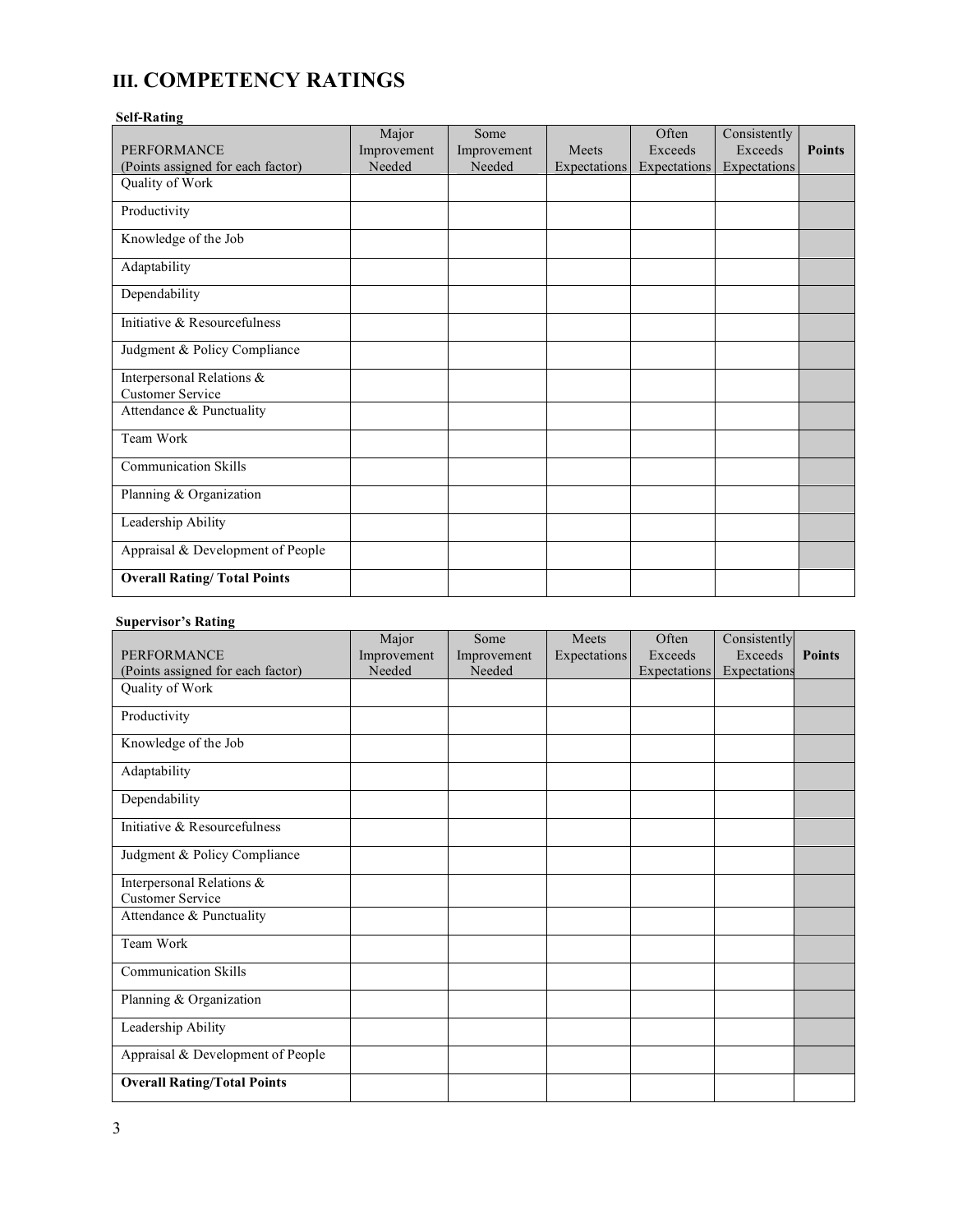## III. COMPETENCY RATINGS

**Self-Rating**

| PERFORMANCE (Points assigned for each factor) | Major Improvement Needed | Some Improvement Needed | Meets Expectations | Often Exceeds Expectations | Consistently Exceeds Expectations | **Points** |
|---|---|---|---|---|---|---|
| Quality of Work | | | | | | |
| Productivity | | | | | | |
| Knowledge of the Job | | | | | | |
| Adaptability | | | | | | |
| Dependability | | | | | | |
| Initiative & Resourcefulness | | | | | | |
| Judgment & Policy Compliance | | | | | | |
| Interpersonal Relations & Customer Service | | | | | | |
| Attendance & Punctuality | | | | | | |
| Team Work | | | | | | |
| Communication Skills | | | | | | |
| Planning & Organization | | | | | | |
| Leadership Ability | | | | | | |
| Appraisal & Development of People | | | | | | |
| **Overall Rating/ Total Points** | | | | | | |

**Supervisor's Rating**

| PERFORMANCE (Points assigned for each factor) | Major Improvement Needed | Some Improvement Needed | Meets Expectations | Often Exceeds Expectations | Consistently Exceeds Expectations | **Points** |
|---|---|---|---|---|---|---|
| Quality of Work | | | | | | |
| Productivity | | | | | | |
| Knowledge of the Job | | | | | | |
| Adaptability | | | | | | |
| Dependability | | | | | | |
| Initiative & Resourcefulness | | | | | | |
| Judgment & Policy Compliance | | | | | | |
| Interpersonal Relations & Customer Service | | | | | | |
| Attendance & Punctuality | | | | | | |
| Team Work | | | | | | |
| Communication Skills | | | | | | |
| Planning & Organization | | | | | | |
| Leadership Ability | | | | | | |
| Appraisal & Development of People | | | | | | |
| **Overall Rating/Total Points** | | | | | | |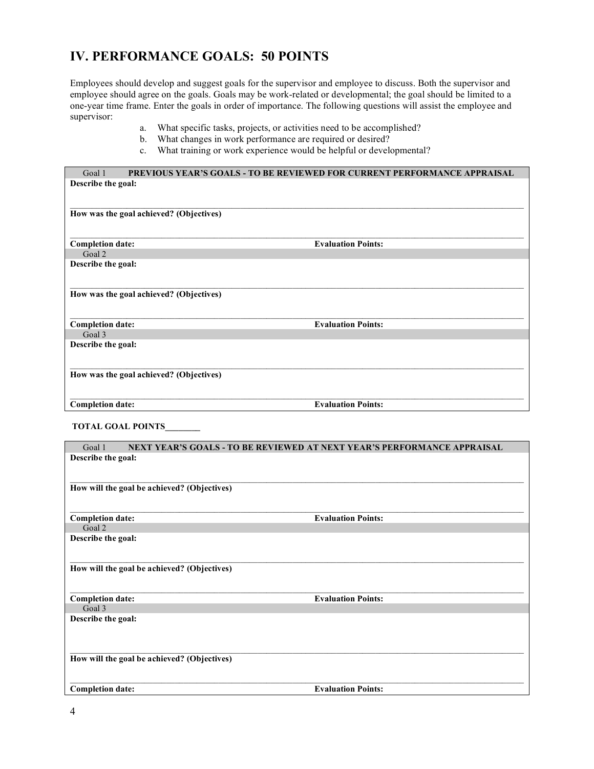# IV. PERFORMANCE GOALS: 50 POINTS

Employees should develop and suggest goals for the supervisor and employee to discuss. Both the supervisor and employee should agree on the goals. Goals may be work-related or developmental; the goal should be limited to a one-year time frame. Enter the goals in order of importance. The following questions will assist the employee and supervisor:

a. What specific tasks, projects, or activities need to be accomplished?
b. What changes in work performance are required or desired?
c. What training or work experience would be helpful or developmental?

| Goal 1 | **PREVIOUS YEAR'S GOALS - TO BE REVIEWED FOR CURRENT PERFORMANCE APPRAISAL** |
|---|---|
| **Describe the goal:** | |
| **How was the goal achieved? (Objectives)** | |
| **Completion date:** | **Evaluation Points:** |
| Goal 2 | |
| **Describe the goal:** | |
| **How was the goal achieved? (Objectives)** | |
| **Completion date:** | **Evaluation Points:** |
| Goal 3 | |
| **Describe the goal:** | |
| **How was the goal achieved? (Objectives)** | |
| **Completion date:** | **Evaluation Points:** |

**TOTAL GOAL POINTS________**

| Goal 1 | **NEXT YEAR'S GOALS - TO BE REVIEWED AT NEXT YEAR'S PERFORMANCE APPRAISAL** |
|---|---|
| **Describe the goal:** | |
| **How will the goal be achieved? (Objectives)** | |
| **Completion date:** | **Evaluation Points:** |
| Goal 2 | |
| **Describe the goal:** | |
| **How will the goal be achieved? (Objectives)** | |
| **Completion date:** | **Evaluation Points:** |
| Goal 3 | |
| **Describe the goal:** | |
| **How will the goal be achieved? (Objectives)** | |
| **Completion date:** | **Evaluation Points:** |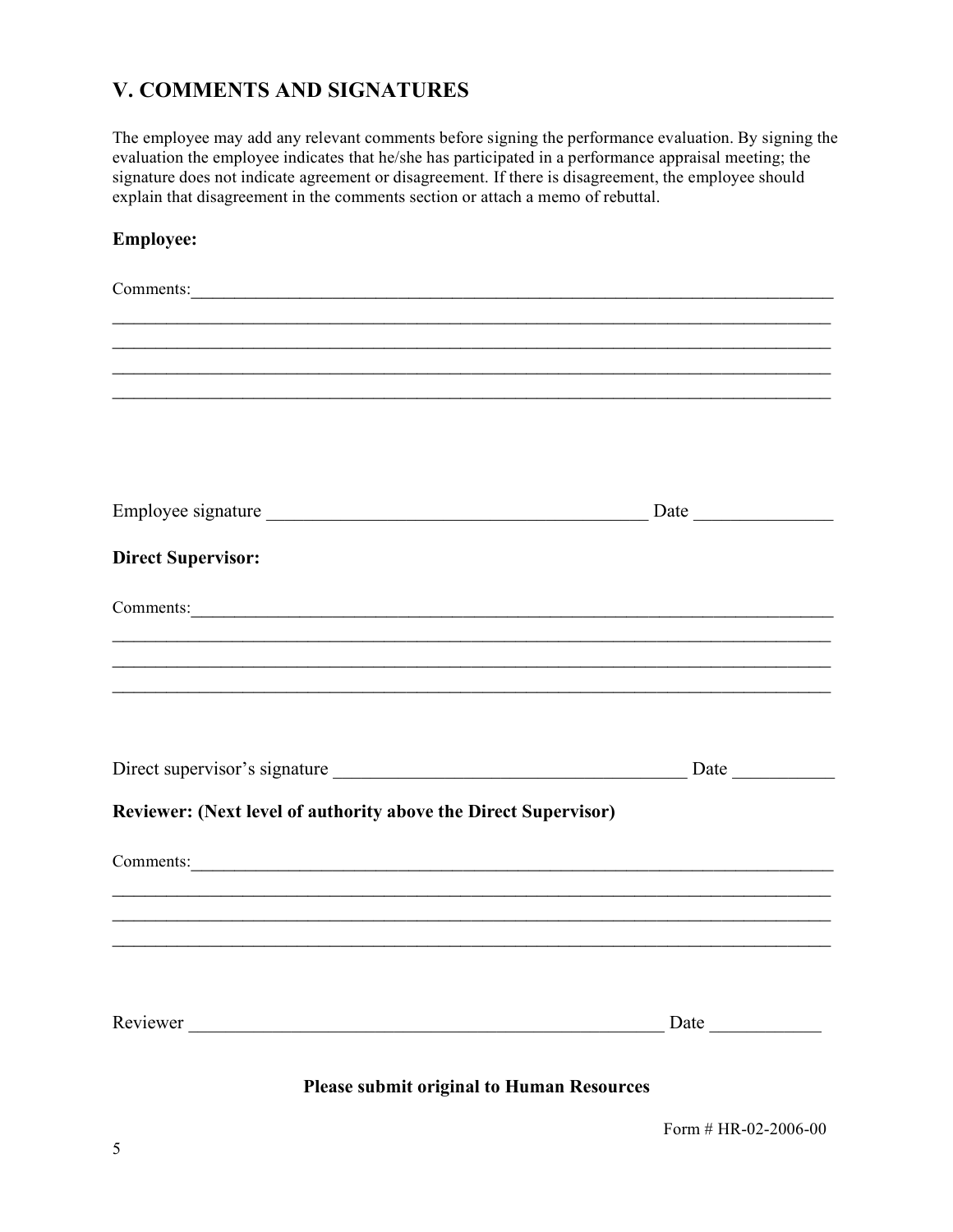## V. COMMENTS AND SIGNATURES

The employee may add any relevant comments before signing the performance evaluation. By signing the evaluation the employee indicates that he/she has participated in a performance appraisal meeting; the signature does not indicate agreement or disagreement. If there is disagreement, the employee should explain that disagreement in the comments section or attach a memo of rebuttal.

**Employee:**

Comments:\_\_\_\_\_\_\_\_\_\_\_\_\_\_\_\_\_\_\_\_\_\_\_\_\_\_\_\_\_\_\_\_\_\_\_\_\_\_\_\_\_\_\_\_\_\_\_\_\_\_\_\_\_\_\_\_\_\_\_\_\_\_\_\_\_\_\_\_\_\_

\_\_\_\_\_\_\_\_\_\_\_\_\_\_\_\_\_\_\_\_\_\_\_\_\_\_\_\_\_\_\_\_\_\_\_\_\_\_\_\_\_\_\_\_\_\_\_\_\_\_\_\_\_\_\_\_\_\_\_\_\_\_\_\_\_\_\_\_\_\_\_\_\_\_\_\_\_

\_\_\_\_\_\_\_\_\_\_\_\_\_\_\_\_\_\_\_\_\_\_\_\_\_\_\_\_\_\_\_\_\_\_\_\_\_\_\_\_\_\_\_\_\_\_\_\_\_\_\_\_\_\_\_\_\_\_\_\_\_\_\_\_\_\_\_\_\_\_\_\_\_\_\_\_\_

\_\_\_\_\_\_\_\_\_\_\_\_\_\_\_\_\_\_\_\_\_\_\_\_\_\_\_\_\_\_\_\_\_\_\_\_\_\_\_\_\_\_\_\_\_\_\_\_\_\_\_\_\_\_\_\_\_\_\_\_\_\_\_\_\_\_\_\_\_\_\_\_\_\_\_\_\_

\_\_\_\_\_\_\_\_\_\_\_\_\_\_\_\_\_\_\_\_\_\_\_\_\_\_\_\_\_\_\_\_\_\_\_\_\_\_\_\_\_\_\_\_\_\_\_\_\_\_\_\_\_\_\_\_\_\_\_\_\_\_\_\_\_\_\_\_\_\_\_\_\_\_\_\_\_

Employee signature \_\_\_\_\_\_\_\_\_\_\_\_\_\_\_\_\_\_\_\_\_\_\_\_\_\_\_\_\_\_\_\_\_\_\_\_\_\_\_\_\_ Date \_\_\_\_\_\_\_\_\_\_\_\_\_\_\_

**Direct Supervisor:**

Comments:\_\_\_\_\_\_\_\_\_\_\_\_\_\_\_\_\_\_\_\_\_\_\_\_\_\_\_\_\_\_\_\_\_\_\_\_\_\_\_\_\_\_\_\_\_\_\_\_\_\_\_\_\_\_\_\_\_\_\_\_\_\_\_\_\_\_\_\_\_\_

\_\_\_\_\_\_\_\_\_\_\_\_\_\_\_\_\_\_\_\_\_\_\_\_\_\_\_\_\_\_\_\_\_\_\_\_\_\_\_\_\_\_\_\_\_\_\_\_\_\_\_\_\_\_\_\_\_\_\_\_\_\_\_\_\_\_\_\_\_\_\_\_\_\_\_\_\_

\_\_\_\_\_\_\_\_\_\_\_\_\_\_\_\_\_\_\_\_\_\_\_\_\_\_\_\_\_\_\_\_\_\_\_\_\_\_\_\_\_\_\_\_\_\_\_\_\_\_\_\_\_\_\_\_\_\_\_\_\_\_\_\_\_\_\_\_\_\_\_\_\_\_\_\_\_

\_\_\_\_\_\_\_\_\_\_\_\_\_\_\_\_\_\_\_\_\_\_\_\_\_\_\_\_\_\_\_\_\_\_\_\_\_\_\_\_\_\_\_\_\_\_\_\_\_\_\_\_\_\_\_\_\_\_\_\_\_\_\_\_\_\_\_\_\_\_\_\_\_\_\_\_\_

Direct supervisor's signature \_\_\_\_\_\_\_\_\_\_\_\_\_\_\_\_\_\_\_\_\_\_\_\_\_\_\_\_\_\_\_\_\_\_\_\_\_\_\_ Date \_\_\_\_\_\_\_\_\_\_\_

**Reviewer: (Next level of authority above the Direct Supervisor)**

Comments:\_\_\_\_\_\_\_\_\_\_\_\_\_\_\_\_\_\_\_\_\_\_\_\_\_\_\_\_\_\_\_\_\_\_\_\_\_\_\_\_\_\_\_\_\_\_\_\_\_\_\_\_\_\_\_\_\_\_\_\_\_\_\_\_\_\_\_\_\_\_

\_\_\_\_\_\_\_\_\_\_\_\_\_\_\_\_\_\_\_\_\_\_\_\_\_\_\_\_\_\_\_\_\_\_\_\_\_\_\_\_\_\_\_\_\_\_\_\_\_\_\_\_\_\_\_\_\_\_\_\_\_\_\_\_\_\_\_\_\_\_\_\_\_\_\_\_\_

\_\_\_\_\_\_\_\_\_\_\_\_\_\_\_\_\_\_\_\_\_\_\_\_\_\_\_\_\_\_\_\_\_\_\_\_\_\_\_\_\_\_\_\_\_\_\_\_\_\_\_\_\_\_\_\_\_\_\_\_\_\_\_\_\_\_\_\_\_\_\_\_\_\_\_\_\_

\_\_\_\_\_\_\_\_\_\_\_\_\_\_\_\_\_\_\_\_\_\_\_\_\_\_\_\_\_\_\_\_\_\_\_\_\_\_\_\_\_\_\_\_\_\_\_\_\_\_\_\_\_\_\_\_\_\_\_\_\_\_\_\_\_\_\_\_\_\_\_\_\_\_\_\_\_

Reviewer \_\_\_\_\_\_\_\_\_\_\_\_\_\_\_\_\_\_\_\_\_\_\_\_\_\_\_\_\_\_\_\_\_\_\_\_\_\_\_\_\_\_\_\_\_\_\_\_\_\_\_\_\_\_ Date \_\_\_\_\_\_\_\_\_\_\_\_

**Please submit original to Human Resources**

Form # HR-02-2006-00